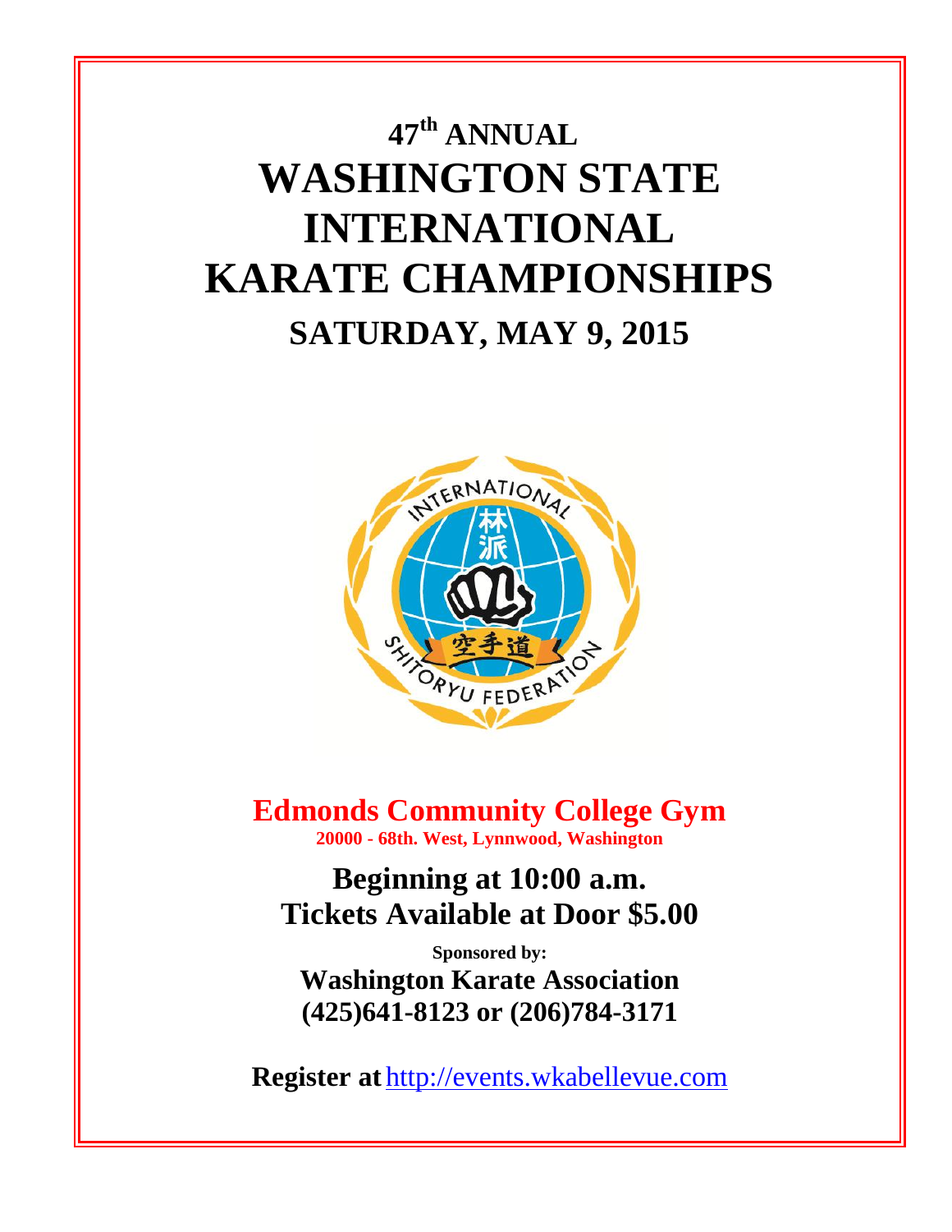# 47th ANNUAL WASHINGTON STATE INTERNATIONAL KARATE CHAMPIONSHIPS

## SATURDAY, MAY 9, 2015

**Edmonds Community College Gym**

**20000 - 68th. West, Lynnwood, Washington**

**Beginning at 10:00 a.m.**

**Tickets Available at Door $5.00**

**Sponsored by:**

**Washington Karate Association**

**(425)641-8123 or (206)784-3171**

**Register at** http://events.wkabellevue.com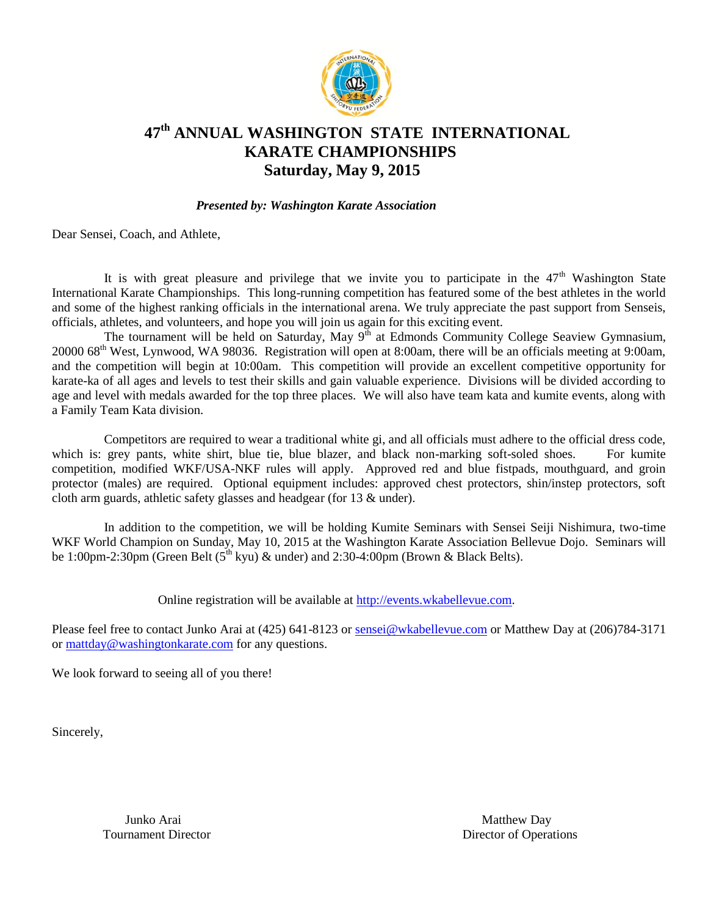# 47th ANNUAL WASHINGTON STATE INTERNATIONAL KARATE CHAMPIONSHIPS

## Saturday, May 9, 2015

***Presented by: Washington Karate Association***

Dear Sensei, Coach, and Athlete,

It is with great pleasure and privilege that we invite you to participate in the 47th Washington State International Karate Championships. This long-running competition has featured some of the best athletes in the world and some of the highest ranking officials in the international arena. We truly appreciate the past support from Senseis, officials, athletes, and volunteers, and hope you will join us again for this exciting event.

The tournament will be held on Saturday, May 9th at Edmonds Community College Seaview Gymnasium, 20000 68th West, Lynwood, WA 98036. Registration will open at 8:00am, there will be an officials meeting at 9:00am, and the competition will begin at 10:00am. This competition will provide an excellent competitive opportunity for karate-ka of all ages and levels to test their skills and gain valuable experience. Divisions will be divided according to age and level with medals awarded for the top three places. We will also have team kata and kumite events, along with a Family Team Kata division.

Competitors are required to wear a traditional white gi, and all officials must adhere to the official dress code, which is: grey pants, white shirt, blue tie, blue blazer, and black non-marking soft-soled shoes. For kumite competition, modified WKF/USA-NKF rules will apply. Approved red and blue fistpads, mouthguard, and groin protector (males) are required. Optional equipment includes: approved chest protectors, shin/instep protectors, soft cloth arm guards, athletic safety glasses and headgear (for 13 & under).

In addition to the competition, we will be holding Kumite Seminars with Sensei Seiji Nishimura, two-time WKF World Champion on Sunday, May 10, 2015 at the Washington Karate Association Bellevue Dojo. Seminars will be 1:00pm-2:30pm (Green Belt (5th kyu) & under) and 2:30-4:00pm (Brown & Black Belts).

Online registration will be available at http://events.wkabellevue.com.

Please feel free to contact Junko Arai at (425) 641-8123 or sensei@wkabellevue.com or Matthew Day at (206)784-3171 or mattday@washingtonkarate.com for any questions.

We look forward to seeing all of you there!

Sincerely,

Junko Arai
Tournament Director

Matthew Day
Director of Operations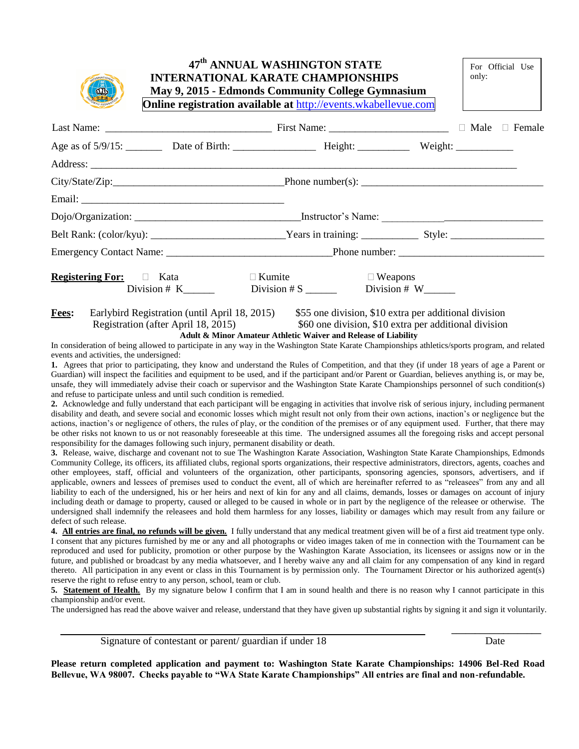# 47th ANNUAL WASHINGTON STATE INTERNATIONAL KARATE CHAMPIONSHIPS

**May 9, 2015 - Edmonds Community College Gymnasium**

**Online registration available at http://events.wkabellevue.com**

For Official Use only:

Last Name: ______________________________ First Name: ______________________ ☐ Male ☐ Female

Age as of 5/9/15: _______ Date of Birth: _______________ Height: _________ Weight: __________

Address: ________________________________________________________________________

City/State/Zip:_______________________________Phone number(s): _______________________________

Email: _____________________________________

Dojo/Organization: ______________________________Instructor's Name: ______________________________

Belt Rank: (color/kyu): ________________________Years in training: __________ Style: _________________

Emergency Contact Name: ______________________________Phone number: __________________________

**Registering For:** ☐ Kata Division # K______ ☐ Kumite Division # S ______ ☐ Weapons Division # W______

**Fees:** Earlybird Registration (until April 18, 2015) $55 one division, $10 extra per additional division
Registration (after April 18, 2015) $60 one division, $10 extra per additional division

**Adult & Minor Amateur Athletic Waiver and Release of Liability**

In consideration of being allowed to participate in any way in the Washington State Karate Championships athletics/sports program, and related events and activities, the undersigned:

**1.** Agrees that prior to participating, they know and understand the Rules of Competition, and that they (if under 18 years of age a Parent or Guardian) will inspect the facilities and equipment to be used, and if the participant and/or Parent or Guardian, believes anything is, or may be, unsafe, they will immediately advise their coach or supervisor and the Washington State Karate Championships personnel of such condition(s) and refuse to participate unless and until such condition is remedied.

**2.** Acknowledge and fully understand that each participant will be engaging in activities that involve risk of serious injury, including permanent disability and death, and severe social and economic losses which might result not only from their own actions, inaction's or negligence but the actions, inaction's or negligence of others, the rules of play, or the condition of the premises or of any equipment used. Further, that there may be other risks not known to us or not reasonably foreseeable at this time. The undersigned assumes all the foregoing risks and accept personal responsibility for the damages following such injury, permanent disability or death.

**3.** Release, waive, discharge and covenant not to sue The Washington Karate Association, Washington State Karate Championships, Edmonds Community College, its affiliated clubs, regional sports organizations, their respective administrators, directors, agents, coaches and other employees, staff, official and volunteers of the organization, other participants, sponsoring agencies, sponsors, advertisers, and if applicable, owners and lessees of premises used to conduct the event, all of which are hereinafter referred to as "releasees" from any and all liability to each of the undersigned, his or her heirs and next of kin for any and all claims, demands, losses or damages on account of injury including death or damage to property, caused or alleged to be caused in whole or in part by the negligence of the releasee or otherwise. The undersigned shall indemnify the releasees and hold them harmless for any losses, liability or damages which may result from any failure or defect of such release.

**4.** **<u>All entries are final, no refunds will be given.</u>** I fully understand that any medical treatment given will be of a first aid treatment type only. I consent that any pictures furnished by me or any and all photographs or video images taken of me in connection with the Tournament can be reproduced and used for publicity, promotion or other purpose by the Washington Karate Association, its licensees or assigns now or in the future, and published or broadcast by any media whatsoever, and I hereby waive any and all claim for any compensation of any kind in regard thereto. All participation in any event or class in this Tournament is by permission only. The Tournament Director or his authorized agent(s) reserve the right to refuse entry to any person, school, team or club.

**5.** **<u>Statement of Health.</u>** By my signature below I confirm that I am in sound health and there is no reason why I cannot participate in this championship and/or event.

The undersigned has read the above waiver and release, understand that they have given up substantial rights by signing it and sign it voluntarily.

_____________________________________________ _______________

Signature of contestant or parent/ guardian if under 18 Date

**Please return completed application and payment to: Washington State Karate Championships: 14906 Bel-Red Road Bellevue, WA 98007. Checks payable to "WA State Karate Championships" All entries are final and non-refundable.**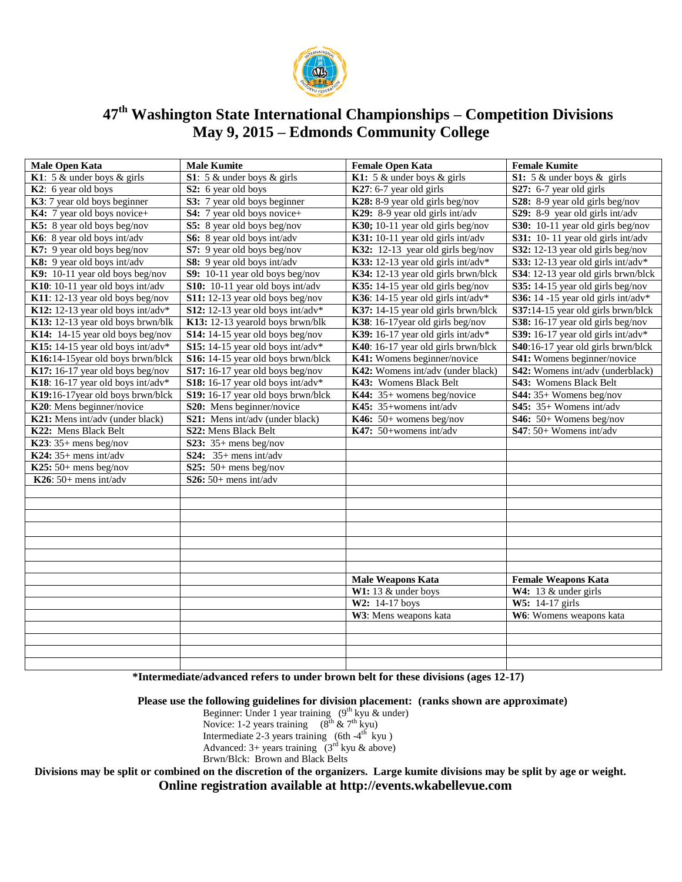# 47th Washington State International Championships – Competition Divisions
## May 9, 2015 – Edmonds Community College

| Male Open Kata | Male Kumite | Female Open Kata | Female Kumite |
|---|---|---|---|
| **K1**: 5 & under boys & girls | **S1**: 5 & under boys & girls | **K1:** 5 & under boys & girls | **S1:** 5 & under boys & girls |
| **K2**: 6 year old boys | **S2:** 6 year old boys | **K27**: 6-7 year old girls | **S27:** 6-7 year old girls |
| **K3**: 7 year old boys beginner | **S3:** 7 year old boys beginner | **K28:** 8-9 year old girls beg/nov | **S28:** 8-9 year old girls beg/nov |
| **K4:** 7 year old boys novice+ | **S4:** 7 year old boys novice+ | **K29:** 8-9 year old girls int/adv | **S29:** 8-9 year old girls int/adv |
| **K5:** 8 year old boys beg/nov | **S5:** 8 year old boys beg/nov | **K30;** 10-11 year old girls beg/nov | **S30:** 10-11 year old girls beg/nov |
| **K6**: 8 year old boys int/adv | **S6:** 8 year old boys int/adv | **K31:** 10-11 year old girls int/adv | **S31:** 10- 11 year old girls int/adv |
| **K7:** 9 year old boys beg/nov | **S7:** 9 year old boys beg/nov | **K32:** 12-13 year old girls beg/nov | **S32:** 12-13 year old girls beg/nov |
| **K8:** 9 year old boys int/adv | **S8:** 9 year old boys int/adv | **K33:** 12-13 year old girls int/adv* | **S33:** 12-13 year old girls int/adv* |
| **K9:** 10-11 year old boys beg/nov | **S9:** 10-11 year old boys beg/nov | **K34:** 12-13 year old girls brwn/blck | **S34**: 12-13 year old girls brwn/blck |
| **K10**: 10-11 year old boys int/adv | **S10:** 10-11 year old boys int/adv | **K35:** 14-15 year old girls beg/nov | **S35:** 14-15 year old girls beg/nov |
| **K11**: 12-13 year old boys beg/nov | **S11:** 12-13 year old boys beg/nov | **K36**: 14-15 year old girls int/adv* | **S36:** 14 -15 year old girls int/adv* |
| **K12:** 12-13 year old boys int/adv* | **S12:** 12-13 year old boys int/adv* | **K37:** 14-15 year old girls brwn/blck | **S37:**14-15 year old girls brwn/blck |
| **K13:** 12-13 year old boys brwn/blk | **K13:** 12-13 yearold boys brwn/blk | **K38**: 16-17year old girls beg/nov | **S38:** 16-17 year old girls beg/nov |
| **K14:** 14-15 year old boys beg/nov | **S14:** 14-15 year old boys beg/nov | **K39:** 16-17 year old girls int/adv* | **S39:** 16-17 year old girls int/adv* |
| **K15:** 14-15 year old boys int/adv* | **S15:** 14-15 year old boys int/adv* | **K40**: 16-17 year old girls brwn/blck | **S40**:16-17 year old girls brwn/blck |
| **K16:**14-15year old boys brwn/blck | **S16:** 14-15 year old boys brwn/blck | **K41:** Womens beginner/novice | **S41:** Womens beginner/novice |
| **K17:** 16-17 year old boys beg/nov | **S17:** 16-17 year old boys beg/nov | **K42:** Womens int/adv (under black) | **S42:** Womens int/adv (underblack) |
| **K18**: 16-17 year old boys int/adv* | **S18:** 16-17 year old boys int/adv* | **K43:** Womens Black Belt | **S43:** Womens Black Belt |
| **K19:**16-17year old boys brwn/blck | **S19:** 16-17 year old boys brwn/blck | **K44:** 35+ womens beg/novice | **S44:** 35+ Womens beg/nov |
| **K20**: Mens beginner/novice | **S20:** Mens beginner/novice | **K45:** 35+womens int/adv | **S45:** 35+ Womens int/adv |
| **K21:** Mens int/adv (under black) | **S21:** Mens int/adv (under black) | **K46:** 50+ womens beg/nov | **S46:** 50+ Womens beg/nov |
| **K22:** Mens Black Belt | **S22:** Mens Black Belt | **K47:** 50+womens int/adv | **S47**: 50+ Womens int/adv |
| **K23**: 35+ mens beg/nov | **S23:** 35+ mens beg/nov | | |
| **K24:** 35+ mens int/adv | **S24:** 35+ mens int/adv | | |
| **K25:** 50+ mens beg/nov | **S25:** 50+ mens beg/nov | | |
| **K26**: 50+ mens int/adv | **S26:** 50+ mens int/adv | | |
| | | **Male Weapons Kata** | **Female Weapons Kata** |
| | | **W1:** 13 & under boys | **W4:** 13 & under girls |
| | | **W2:** 14-17 boys | **W5:** 14-17 girls |
| | | **W3**: Mens weapons kata | **W6**: Womens weapons kata |

**\*Intermediate/advanced refers to under brown belt for these divisions (ages 12-17)**

**Please use the following guidelines for division placement: (ranks shown are approximate)**

Beginner: Under 1 year training (9th kyu & under)
Novice: 1-2 years training (8th & 7th kyu)
Intermediate 2-3 years training (6th -4th kyu )
Advanced: 3+ years training (3rd kyu & above)
Brwn/Blck: Brown and Black Belts

**Divisions may be split or combined on the discretion of the organizers. Large kumite divisions may be split by age or weight.**

**Online registration available at http://events.wkabellevue.com**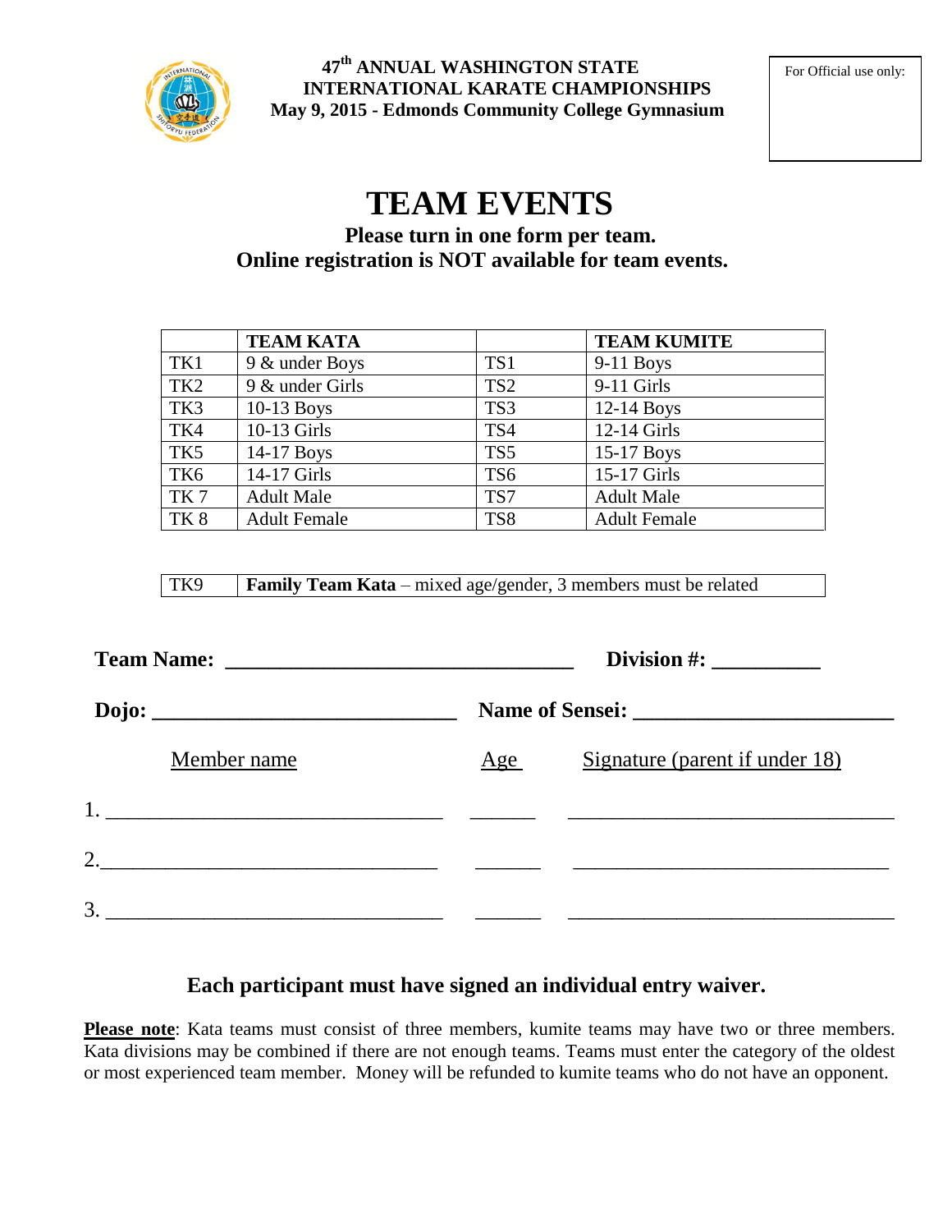**47th ANNUAL WASHINGTON STATE INTERNATIONAL KARATE CHAMPIONSHIPS**
**May 9, 2015 - Edmonds Community College Gymnasium**

For Official use only:

# TEAM EVENTS

**Please turn in one form per team.**
**Online registration is NOT available for team events.**

| | TEAM KATA | | TEAM KUMITE |
|---|---|---|---|
| TK1 | 9 & under Boys | TS1 | 9-11 Boys |
| TK2 | 9 & under Girls | TS2 | 9-11 Girls |
| TK3 | 10-13 Boys | TS3 | 12-14 Boys |
| TK4 | 10-13 Girls | TS4 | 12-14 Girls |
| TK5 | 14-17 Boys | TS5 | 15-17 Boys |
| TK6 | 14-17 Girls | TS6 | 15-17 Girls |
| TK 7 | Adult Male | TS7 | Adult Male |
| TK 8 | Adult Female | TS8 | Adult Female |

| | |
|---|---|
| TK9 | **Family Team Kata** – mixed age/gender, 3 members must be related |

**Team Name:** ________________________________ **Division #:** __________

**Dojo:** ____________________________ **Name of Sensei:** ________________________

| Member name | Age | Signature (parent if under 18) |
|---|---|---|
| 1. _______________________________ | ______ | _______________________________ |
| 2. _______________________________ | ______ | _______________________________ |
| 3. _______________________________ | ______ | _______________________________ |

**Each participant must have signed an individual entry waiver.**

**Please note**: Kata teams must consist of three members, kumite teams may have two or three members. Kata divisions may be combined if there are not enough teams. Teams must enter the category of the oldest or most experienced team member. Money will be refunded to kumite teams who do not have an opponent.